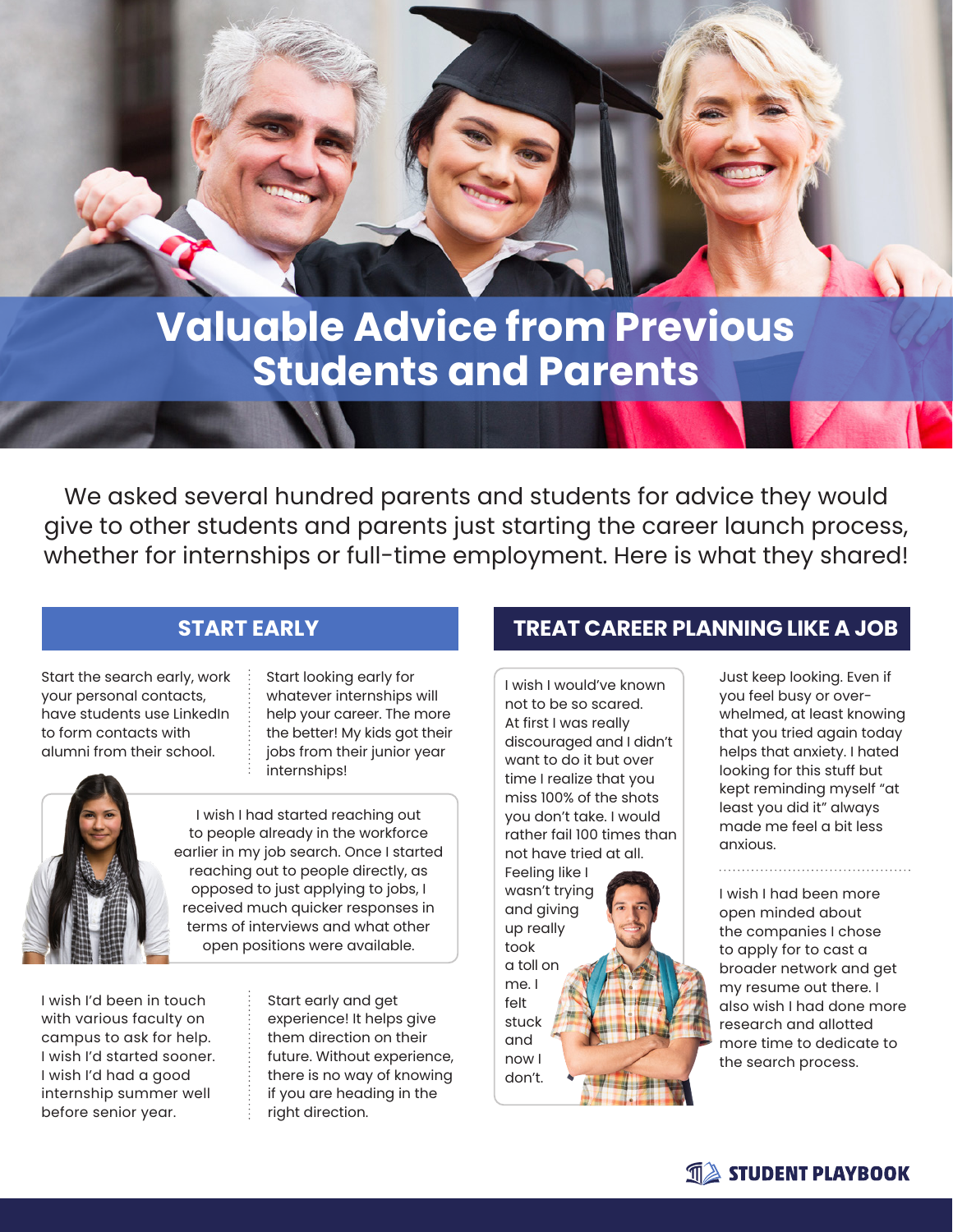# Valuable Advice from Previous Students and Parents

We asked several hundred parents and students for advice they would give to other students and parents just starting the career launch process, whether for internships or full-time employment. Here is what they shared!

## START EARLY

Start the search early, work your personal contacts, have students use LinkedIn to form contacts with alumni from their school.

Start looking early for whatever internships will help your career. The more the better! My kids got their jobs from their junior year internships!

I wish I had started reaching out to people already in the workforce earlier in my job search. Once I started reaching out to people directly, as opposed to just applying to jobs, I received much quicker responses in terms of interviews and what other open positions were available.

I wish I'd been in touch with various faculty on campus to ask for help. I wish I'd started sooner. I wish I'd had a good internship summer well before senior year.

Start early and get experience! It helps give them direction on their future. Without experience, there is no way of knowing if you are heading in the right direction.

## TREAT CAREER PLANNING LIKE A JOB

I wish I would've known not to be so scared. At first I was really discouraged and I didn't want to do it but over time I realize that you miss 100% of the shots you don't take. I would rather fail 100 times than not have tried at all. Feeling like I wasn't trying and giving up really took a toll on me. I felt stuck and now I don't.

Just keep looking. Even if you feel busy or overwhelmed, at least knowing that you tried again today helps that anxiety. I hated looking for this stuff but kept reminding myself "at least you did it" always made me feel a bit less anxious.

I wish I had been more open minded about the companies I chose to apply for to cast a broader network and get my resume out there. I also wish I had done more research and allotted more time to dedicate to the search process.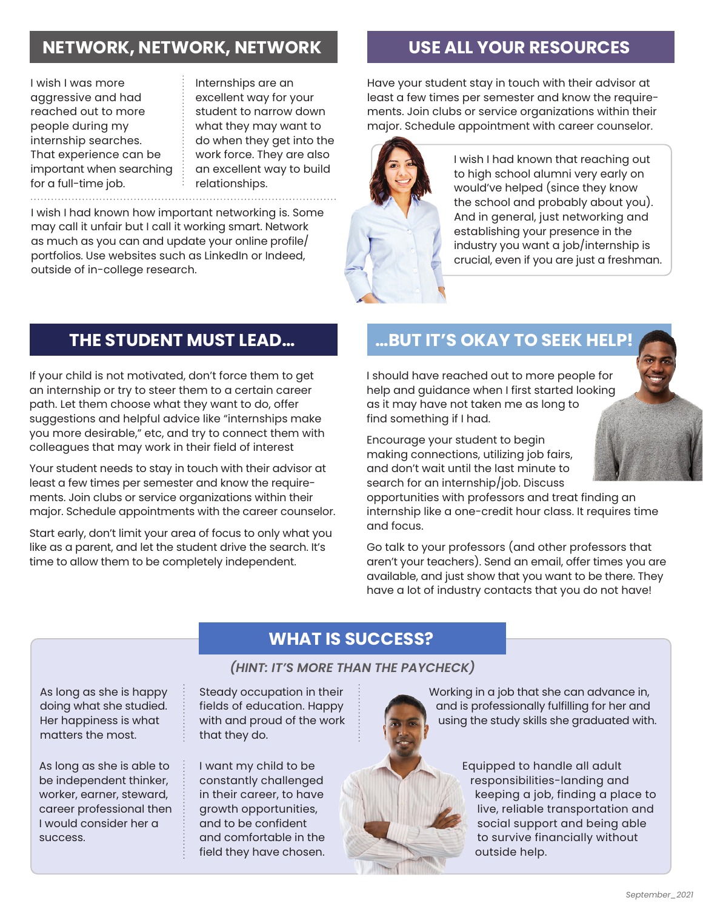## NETWORK, NETWORK, NETWORK

I wish I was more aggressive and had reached out to more people during my internship searches. That experience can be important when searching for a full-time job.

Internships are an excellent way for your student to narrow down what they may want to do when they get into the work force. They are also an excellent way to build relationships.

I wish I had known how important networking is. Some may call it unfair but I call it working smart. Network as much as you can and update your online profile/ portfolios. Use websites such as LinkedIn or Indeed, outside of in-college research.

## USE ALL YOUR RESOURCES

Have your student stay in touch with their advisor at least a few times per semester and know the requirements. Join clubs or service organizations within their major. Schedule appointment with career counselor.

I wish I had known that reaching out to high school alumni very early on would've helped (since they know the school and probably about you). And in general, just networking and establishing your presence in the industry you want a job/internship is crucial, even if you are just a freshman.

## THE STUDENT MUST LEAD...

If your child is not motivated, don't force them to get an internship or try to steer them to a certain career path. Let them choose what they want to do, offer suggestions and helpful advice like "internships make you more desirable," etc, and try to connect them with colleagues that may work in their field of interest

Your student needs to stay in touch with their advisor at least a few times per semester and know the requirements. Join clubs or service organizations within their major. Schedule appointments with the career counselor.

Start early, don't limit your area of focus to only what you like as a parent, and let the student drive the search. It's time to allow them to be completely independent.

## ...BUT IT'S OKAY TO SEEK HELP!

I should have reached out to more people for help and guidance when I first started looking as it may have not taken me as long to find something if I had.

Encourage your student to begin making connections, utilizing job fairs, and don't wait until the last minute to search for an internship/job. Discuss opportunities with professors and treat finding an internship like a one-credit hour class. It requires time and focus.

Go talk to your professors (and other professors that aren't your teachers). Send an email, offer times you are available, and just show that you want to be there. They have a lot of industry contacts that you do not have!

## WHAT IS SUCCESS?

*(HINT: IT'S MORE THAN THE PAYCHECK)*

As long as she is happy doing what she studied. Her happiness is what matters the most.

As long as she is able to be independent thinker, worker, earner, steward, career professional then I would consider her a success.

Steady occupation in their fields of education. Happy with and proud of the work that they do.

I want my child to be constantly challenged in their career, to have growth opportunities, and to be confident and comfortable in the field they have chosen.

Working in a job that she can advance in, and is professionally fulfilling for her and using the study skills she graduated with.

Equipped to handle all adult responsibilities-landing and keeping a job, finding a place to live, reliable transportation and social support and being able to survive financially without outside help.

September_2021